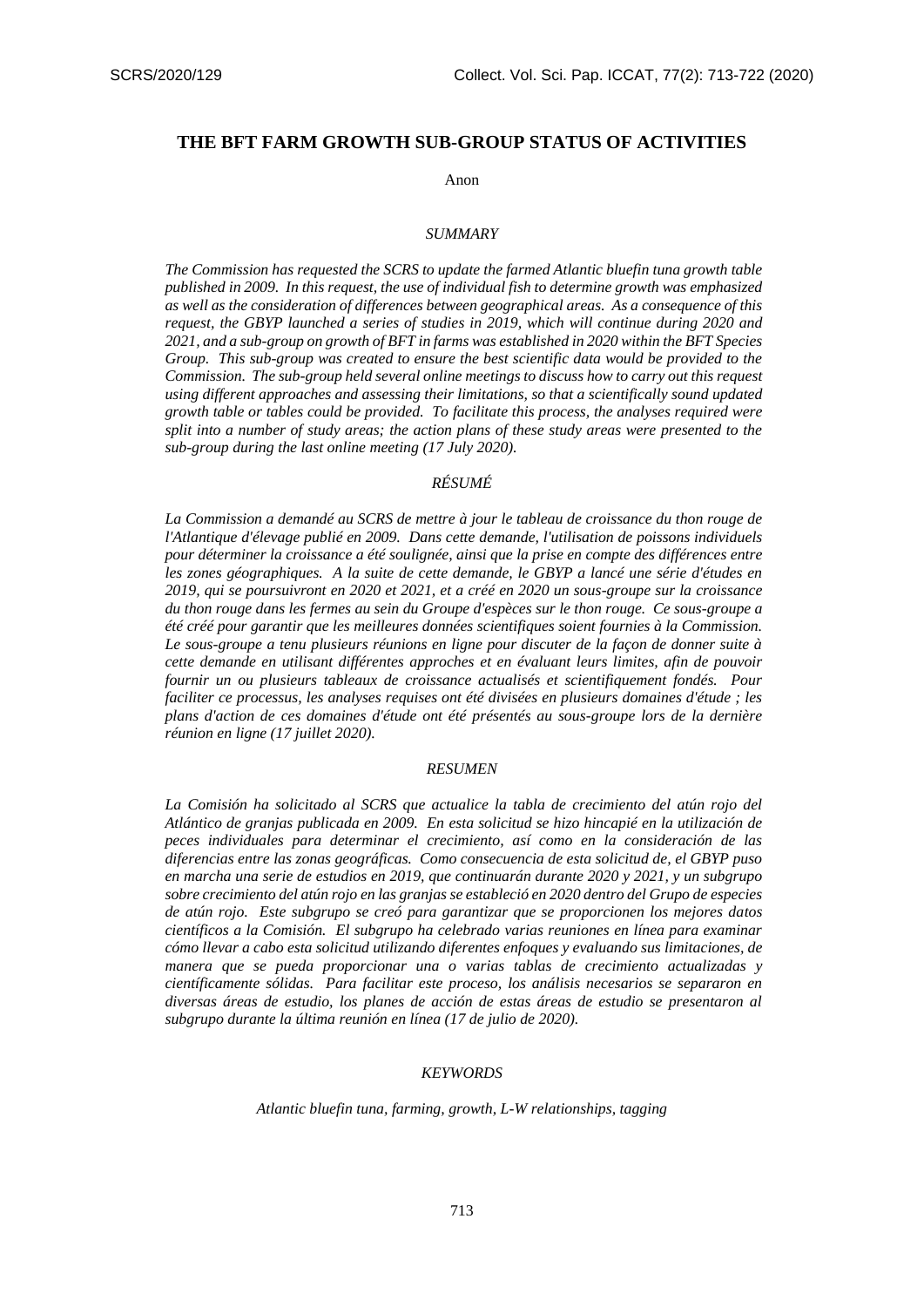# THE BFT FARM GROWTH SUB-GROUP STATUS OF ACTIVITIES

Anon

## *SUMMARY*

*The Commission has requested the SCRS to update the farmed Atlantic bluefin tuna growth table published in 2009. In this request, the use of individual fish to determine growth was emphasized as well as the consideration of differences between geographical areas. As a consequence of this request, the GBYP launched a series of studies in 2019, which will continue during 2020 and 2021, and a sub-group on growth of BFT in farms was established in 2020 within the BFT Species Group. This sub-group was created to ensure the best scientific data would be provided to the Commission. The sub-group held several online meetings to discuss how to carry out this request using different approaches and assessing their limitations, so that a scientifically sound updated growth table or tables could be provided. To facilitate this process, the analyses required were split into a number of study areas; the action plans of these study areas were presented to the sub-group during the last online meeting (17 July 2020).*

## *RÉSUMÉ*

*La Commission a demandé au SCRS de mettre à jour le tableau de croissance du thon rouge de l'Atlantique d'élevage publié en 2009. Dans cette demande, l'utilisation de poissons individuels pour déterminer la croissance a été soulignée, ainsi que la prise en compte des différences entre les zones géographiques. A la suite de cette demande, le GBYP a lancé une série d'études en 2019, qui se poursuivront en 2020 et 2021, et a créé en 2020 un sous-groupe sur la croissance du thon rouge dans les fermes au sein du Groupe d'espèces sur le thon rouge. Ce sous-groupe a été créé pour garantir que les meilleures données scientifiques soient fournies à la Commission. Le sous-groupe a tenu plusieurs réunions en ligne pour discuter de la façon de donner suite à cette demande en utilisant différentes approches et en évaluant leurs limites, afin de pouvoir fournir un ou plusieurs tableaux de croissance actualisés et scientifiquement fondés. Pour faciliter ce processus, les analyses requises ont été divisées en plusieurs domaines d'étude ; les plans d'action de ces domaines d'étude ont été présentés au sous-groupe lors de la dernière réunion en ligne (17 juillet 2020).*

## *RESUMEN*

*La Comisión ha solicitado al SCRS que actualice la tabla de crecimiento del atún rojo del Atlántico de granjas publicada en 2009. En esta solicitud se hizo hincapié en la utilización de peces individuales para determinar el crecimiento, así como en la consideración de las diferencias entre las zonas geográficas. Como consecuencia de esta solicitud de, el GBYP puso en marcha una serie de estudios en 2019, que continuarán durante 2020 y 2021, y un subgrupo sobre crecimiento del atún rojo en las granjas se estableció en 2020 dentro del Grupo de especies de atún rojo. Este subgrupo se creó para garantizar que se proporcionen los mejores datos científicos a la Comisión. El subgrupo ha celebrado varias reuniones en línea para examinar cómo llevar a cabo esta solicitud utilizando diferentes enfoques y evaluando sus limitaciones, de manera que se pueda proporcionar una o varias tablas de crecimiento actualizadas y científicamente sólidas. Para facilitar este proceso, los análisis necesarios se separaron en diversas áreas de estudio, los planes de acción de estas áreas de estudio se presentaron al subgrupo durante la última reunión en línea (17 de julio de 2020).*

## *KEYWORDS*

*Atlantic bluefin tuna, farming, growth, L-W relationships, tagging*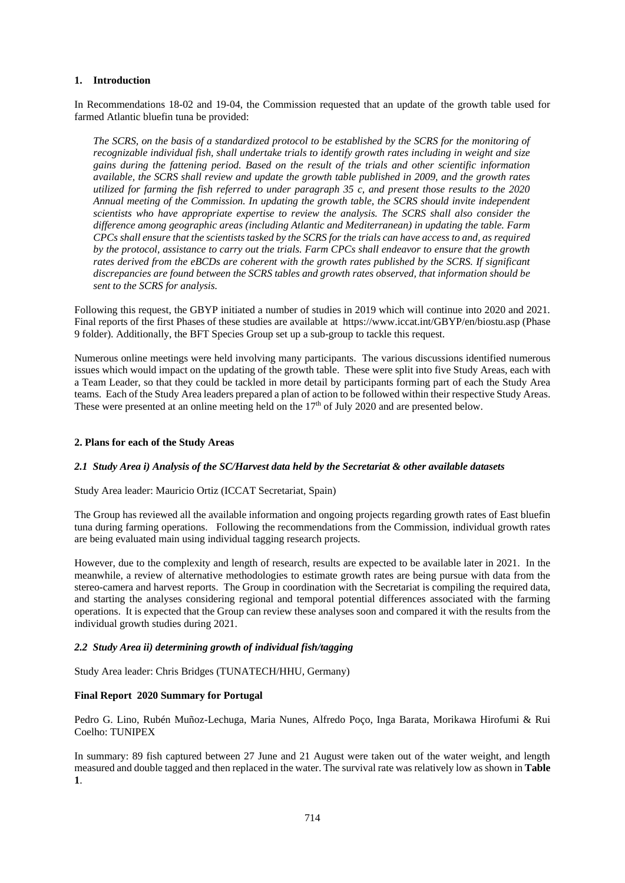## 1. Introduction

In Recommendations 18-02 and 19-04, the Commission requested that an update of the growth table used for farmed Atlantic bluefin tuna be provided:

> *The SCRS, on the basis of a standardized protocol to be established by the SCRS for the monitoring of recognizable individual fish, shall undertake trials to identify growth rates including in weight and size gains during the fattening period. Based on the result of the trials and other scientific information available, the SCRS shall review and update the growth table published in 2009, and the growth rates utilized for farming the fish referred to under paragraph 35 c, and present those results to the 2020 Annual meeting of the Commission. In updating the growth table, the SCRS should invite independent scientists who have appropriate expertise to review the analysis. The SCRS shall also consider the difference among geographic areas (including Atlantic and Mediterranean) in updating the table. Farm CPCs shall ensure that the scientists tasked by the SCRS for the trials can have access to and, as required by the protocol, assistance to carry out the trials. Farm CPCs shall endeavor to ensure that the growth rates derived from the eBCDs are coherent with the growth rates published by the SCRS. If significant discrepancies are found between the SCRS tables and growth rates observed, that information should be sent to the SCRS for analysis.*

Following this request, the GBYP initiated a number of studies in 2019 which will continue into 2020 and 2021. Final reports of the first Phases of these studies are available at https://www.iccat.int/GBYP/en/biostu.asp (Phase 9 folder). Additionally, the BFT Species Group set up a sub-group to tackle this request.

Numerous online meetings were held involving many participants. The various discussions identified numerous issues which would impact on the updating of the growth table. These were split into five Study Areas, each with a Team Leader, so that they could be tackled in more detail by participants forming part of each the Study Area teams. Each of the Study Area leaders prepared a plan of action to be followed within their respective Study Areas. These were presented at an online meeting held on the 17th of July 2020 and are presented below.

## 2. Plans for each of the Study Areas

### *2.1 Study Area i) Analysis of the SC/Harvest data held by the Secretariat & other available datasets*

Study Area leader: Mauricio Ortiz (ICCAT Secretariat, Spain)

The Group has reviewed all the available information and ongoing projects regarding growth rates of East bluefin tuna during farming operations. Following the recommendations from the Commission, individual growth rates are being evaluated main using individual tagging research projects.

However, due to the complexity and length of research, results are expected to be available later in 2021. In the meanwhile, a review of alternative methodologies to estimate growth rates are being pursue with data from the stereo-camera and harvest reports. The Group in coordination with the Secretariat is compiling the required data, and starting the analyses considering regional and temporal potential differences associated with the farming operations. It is expected that the Group can review these analyses soon and compared it with the results from the individual growth studies during 2021.

### *2.2 Study Area ii) determining growth of individual fish/tagging*

Study Area leader: Chris Bridges (TUNATECH/HHU, Germany)

**Final Report 2020 Summary for Portugal**

Pedro G. Lino, Rubén Muñoz-Lechuga, Maria Nunes, Alfredo Poço, Inga Barata, Morikawa Hirofumi & Rui Coelho: TUNIPEX

In summary: 89 fish captured between 27 June and 21 August were taken out of the water weight, and length measured and double tagged and then replaced in the water. The survival rate was relatively low as shown in **Table 1**.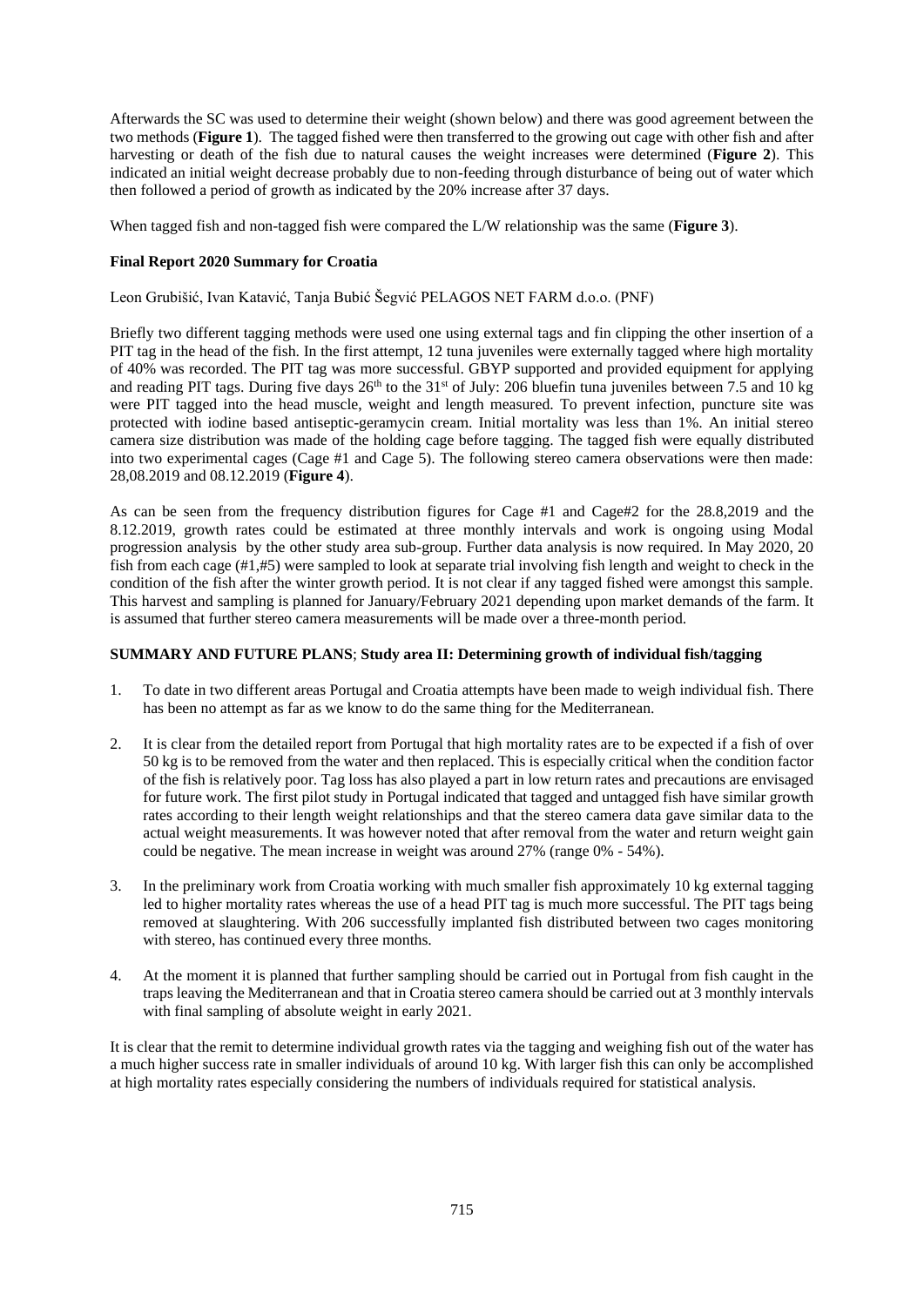Afterwards the SC was used to determine their weight (shown below) and there was good agreement between the two methods (**Figure 1**). The tagged fished were then transferred to the growing out cage with other fish and after harvesting or death of the fish due to natural causes the weight increases were determined (**Figure 2**). This indicated an initial weight decrease probably due to non-feeding through disturbance of being out of water which then followed a period of growth as indicated by the 20% increase after 37 days.

When tagged fish and non-tagged fish were compared the L/W relationship was the same (**Figure 3**).

**Final Report 2020 Summary for Croatia**

Leon Grubišić, Ivan Katavić, Tanja Bubić Šegvić PELAGOS NET FARM d.o.o. (PNF)

Briefly two different tagging methods were used one using external tags and fin clipping the other insertion of a PIT tag in the head of the fish. In the first attempt, 12 tuna juveniles were externally tagged where high mortality of 40% was recorded. The PIT tag was more successful. GBYP supported and provided equipment for applying and reading PIT tags. During five days 26th to the 31st of July: 206 bluefin tuna juveniles between 7.5 and 10 kg were PIT tagged into the head muscle, weight and length measured. To prevent infection, puncture site was protected with iodine based antiseptic-geramycin cream. Initial mortality was less than 1%. An initial stereo camera size distribution was made of the holding cage before tagging. The tagged fish were equally distributed into two experimental cages (Cage #1 and Cage 5). The following stereo camera observations were then made: 28,08.2019 and 08.12.2019 (**Figure 4**).

As can be seen from the frequency distribution figures for Cage #1 and Cage#2 for the 28.8,2019 and the 8.12.2019, growth rates could be estimated at three monthly intervals and work is ongoing using Modal progression analysis by the other study area sub-group. Further data analysis is now required. In May 2020, 20 fish from each cage (#1,#5) were sampled to look at separate trial involving fish length and weight to check in the condition of the fish after the winter growth period. It is not clear if any tagged fished were amongst this sample. This harvest and sampling is planned for January/February 2021 depending upon market demands of the farm. It is assumed that further stereo camera measurements will be made over a three-month period.

**SUMMARY AND FUTURE PLANS**; **Study area II: Determining growth of individual fish/tagging**

1. To date in two different areas Portugal and Croatia attempts have been made to weigh individual fish. There has been no attempt as far as we know to do the same thing for the Mediterranean.

2. It is clear from the detailed report from Portugal that high mortality rates are to be expected if a fish of over 50 kg is to be removed from the water and then replaced. This is especially critical when the condition factor of the fish is relatively poor. Tag loss has also played a part in low return rates and precautions are envisaged for future work. The first pilot study in Portugal indicated that tagged and untagged fish have similar growth rates according to their length weight relationships and that the stereo camera data gave similar data to the actual weight measurements. It was however noted that after removal from the water and return weight gain could be negative. The mean increase in weight was around 27% (range 0% - 54%).

3. In the preliminary work from Croatia working with much smaller fish approximately 10 kg external tagging led to higher mortality rates whereas the use of a head PIT tag is much more successful. The PIT tags being removed at slaughtering. With 206 successfully implanted fish distributed between two cages monitoring with stereo, has continued every three months.

4. At the moment it is planned that further sampling should be carried out in Portugal from fish caught in the traps leaving the Mediterranean and that in Croatia stereo camera should be carried out at 3 monthly intervals with final sampling of absolute weight in early 2021.

It is clear that the remit to determine individual growth rates via the tagging and weighing fish out of the water has a much higher success rate in smaller individuals of around 10 kg. With larger fish this can only be accomplished at high mortality rates especially considering the numbers of individuals required for statistical analysis.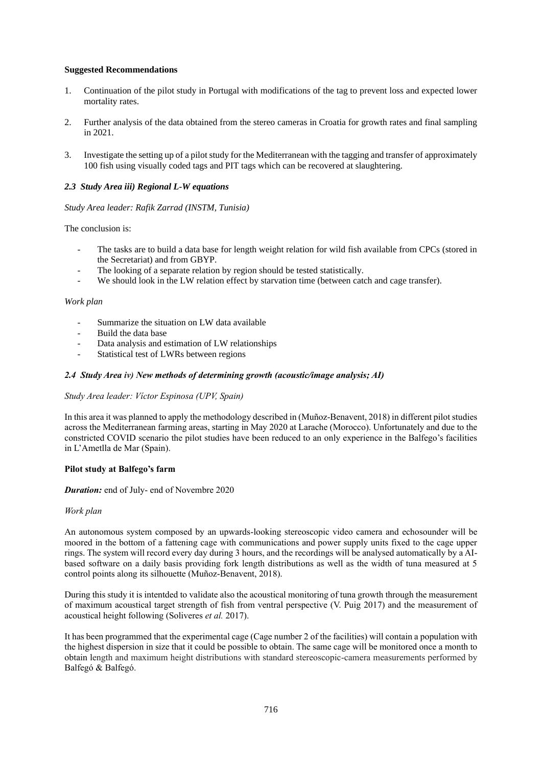**Suggested Recommendations**

1. Continuation of the pilot study in Portugal with modifications of the tag to prevent loss and expected lower mortality rates.

2. Further analysis of the data obtained from the stereo cameras in Croatia for growth rates and final sampling in 2021.

3. Investigate the setting up of a pilot study for the Mediterranean with the tagging and transfer of approximately 100 fish using visually coded tags and PIT tags which can be recovered at slaughtering.

### *2.3 Study Area iii) Regional L-W equations*

*Study Area leader: Rafik Zarrad (INSTM, Tunisia)*

The conclusion is:

- The tasks are to build a data base for length weight relation for wild fish available from CPCs (stored in the Secretariat) and from GBYP.
- The looking of a separate relation by region should be tested statistically.
- We should look in the LW relation effect by starvation time (between catch and cage transfer).

*Work plan*

- Summarize the situation on LW data available
- Build the data base
- Data analysis and estimation of LW relationships
- Statistical test of LWRs between regions

### *2.4 Study Area iv) New methods of determining growth (acoustic/image analysis; AI)*

*Study Area leader: Víctor Espinosa (UPV, Spain)*

In this area it was planned to apply the methodology described in (Muñoz-Benavent, 2018) in different pilot studies across the Mediterranean farming areas, starting in May 2020 at Larache (Morocco). Unfortunately and due to the constricted COVID scenario the pilot studies have been reduced to an only experience in the Balfego's facilities in L'Ametlla de Mar (Spain).

**Pilot study at Balfego's farm**

***Duration:*** end of July- end of Novembre 2020

*Work plan*

An autonomous system composed by an upwards-looking stereoscopic video camera and echosounder will be moored in the bottom of a fattening cage with communications and power supply units fixed to the cage upper rings. The system will record every day during 3 hours, and the recordings will be analysed automatically by a AI-based software on a daily basis providing fork length distributions as well as the width of tuna measured at 5 control points along its silhouette (Muñoz-Benavent, 2018).

During this study it is intentded to validate also the acoustical monitoring of tuna growth through the measurement of maximum acoustical target strength of fish from ventral perspective (V. Puig 2017) and the measurement of acoustical height following (Soliveres *et al.* 2017).

It has been programmed that the experimental cage (Cage number 2 of the facilities) will contain a population with the highest dispersion in size that it could be possible to obtain. The same cage will be monitored once a month to obtain length and maximum height distributions with standard stereoscopic-camera measurements performed by Balfegó & Balfegó.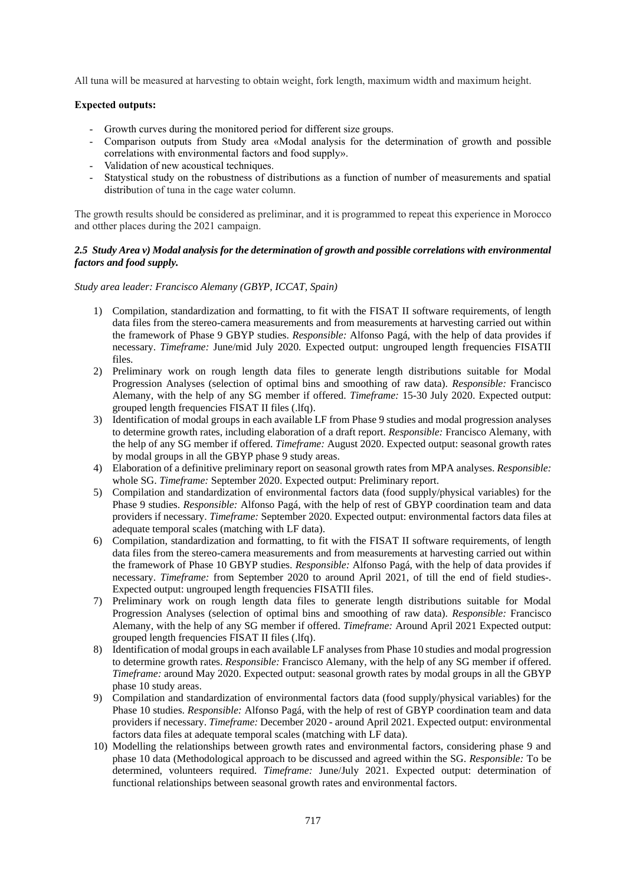All tuna will be measured at harvesting to obtain weight, fork length, maximum width and maximum height.

**Expected outputs:**

- Growth curves during the monitored period for different size groups.
- Comparison outputs from Study area «Modal analysis for the determination of growth and possible correlations with environmental factors and food supply».
- Validation of new acoustical techniques.
- Statystical study on the robustness of distributions as a function of number of measurements and spatial distribution of tuna in the cage water column.

The growth results should be considered as preliminar, and it is programmed to repeat this experience in Morocco and otther places during the 2021 campaign.

### *2.5 Study Area v) Modal analysis for the determination of growth and possible correlations with environmental factors and food supply.*

*Study area leader: Francisco Alemany (GBYP, ICCAT, Spain)*

1) Compilation, standardization and formatting, to fit with the FISAT II software requirements, of length data files from the stereo-camera measurements and from measurements at harvesting carried out within the framework of Phase 9 GBYP studies. *Responsible:* Alfonso Pagá, with the help of data provides if necessary. *Timeframe:* June/mid July 2020. Expected output: ungrouped length frequencies FISATII files.
2) Preliminary work on rough length data files to generate length distributions suitable for Modal Progression Analyses (selection of optimal bins and smoothing of raw data). *Responsible:* Francisco Alemany, with the help of any SG member if offered. *Timeframe:* 15-30 July 2020. Expected output: grouped length frequencies FISAT II files (.lfq).
3) Identification of modal groups in each available LF from Phase 9 studies and modal progression analyses to determine growth rates, including elaboration of a draft report. *Responsible:* Francisco Alemany, with the help of any SG member if offered. *Timeframe:* August 2020. Expected output: seasonal growth rates by modal groups in all the GBYP phase 9 study areas.
4) Elaboration of a definitive preliminary report on seasonal growth rates from MPA analyses. *Responsible:* whole SG. *Timeframe:* September 2020. Expected output: Preliminary report.
5) Compilation and standardization of environmental factors data (food supply/physical variables) for the Phase 9 studies. *Responsible:* Alfonso Pagá, with the help of rest of GBYP coordination team and data providers if necessary. *Timeframe:* September 2020. Expected output: environmental factors data files at adequate temporal scales (matching with LF data).
6) Compilation, standardization and formatting, to fit with the FISAT II software requirements, of length data files from the stereo-camera measurements and from measurements at harvesting carried out within the framework of Phase 10 GBYP studies. *Responsible:* Alfonso Pagá, with the help of data provides if necessary. *Timeframe:* from September 2020 to around April 2021, of till the end of field studies-. Expected output: ungrouped length frequencies FISATII files.
7) Preliminary work on rough length data files to generate length distributions suitable for Modal Progression Analyses (selection of optimal bins and smoothing of raw data). *Responsible:* Francisco Alemany, with the help of any SG member if offered. *Timeframe:* Around April 2021 Expected output: grouped length frequencies FISAT II files (.lfq).
8) Identification of modal groups in each available LF analyses from Phase 10 studies and modal progression to determine growth rates. *Responsible:* Francisco Alemany, with the help of any SG member if offered. *Timeframe:* around May 2020. Expected output: seasonal growth rates by modal groups in all the GBYP phase 10 study areas.
9) Compilation and standardization of environmental factors data (food supply/physical variables) for the Phase 10 studies. *Responsible:* Alfonso Pagá, with the help of rest of GBYP coordination team and data providers if necessary. *Timeframe:* December 2020 - around April 2021. Expected output: environmental factors data files at adequate temporal scales (matching with LF data).
10) Modelling the relationships between growth rates and environmental factors, considering phase 9 and phase 10 data (Methodological approach to be discussed and agreed within the SG. *Responsible:* To be determined, volunteers required. *Timeframe:* June/July 2021. Expected output: determination of functional relationships between seasonal growth rates and environmental factors.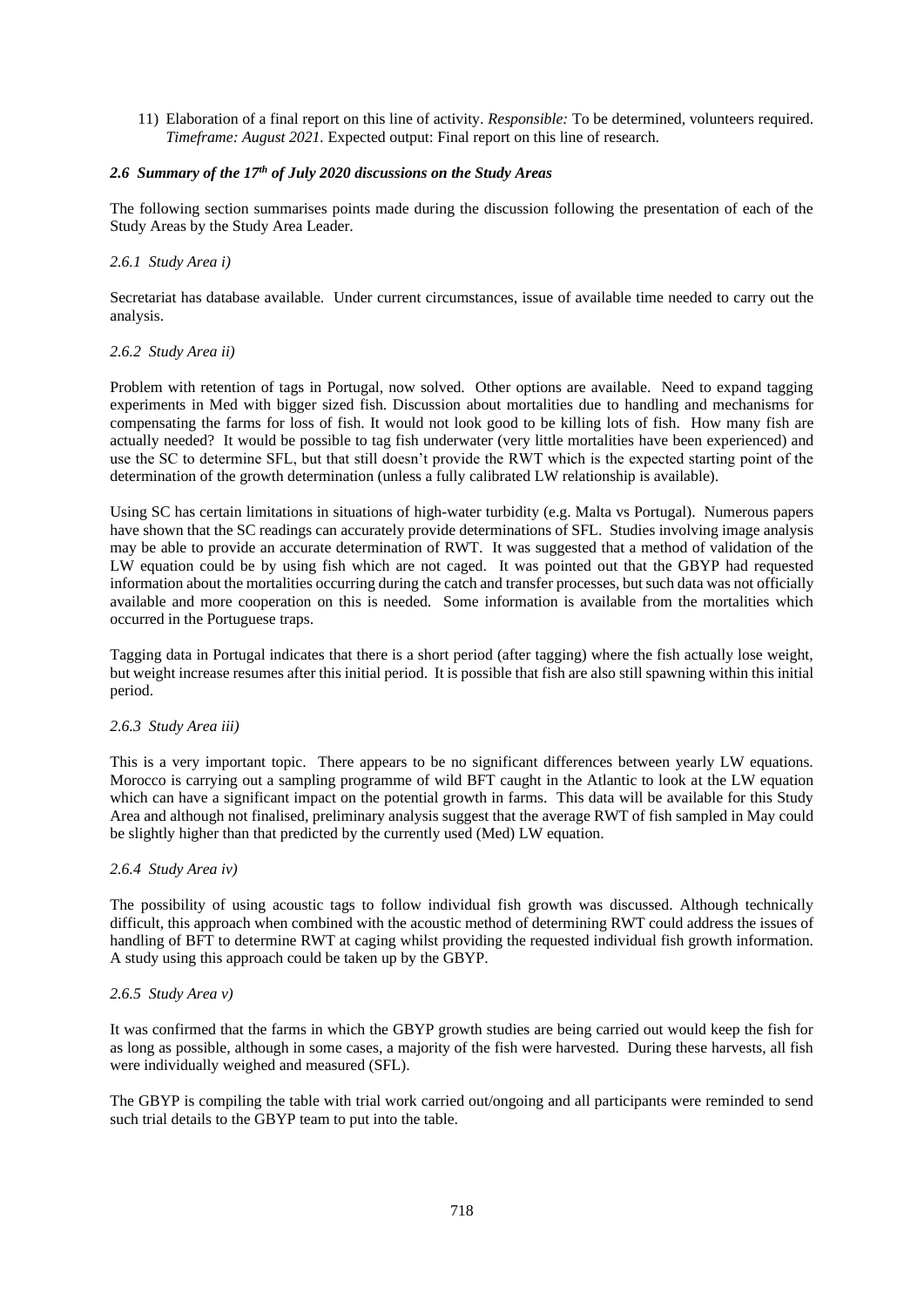11) Elaboration of a final report on this line of activity. *Responsible:* To be determined, volunteers required. *Timeframe: August 2021.* Expected output: Final report on this line of research.

### *2.6 Summary of the 17th of July 2020 discussions on the Study Areas*

The following section summarises points made during the discussion following the presentation of each of the Study Areas by the Study Area Leader.

#### *2.6.1 Study Area i)*

Secretariat has database available. Under current circumstances, issue of available time needed to carry out the analysis.

#### *2.6.2 Study Area ii)*

Problem with retention of tags in Portugal, now solved. Other options are available. Need to expand tagging experiments in Med with bigger sized fish. Discussion about mortalities due to handling and mechanisms for compensating the farms for loss of fish. It would not look good to be killing lots of fish. How many fish are actually needed? It would be possible to tag fish underwater (very little mortalities have been experienced) and use the SC to determine SFL, but that still doesn't provide the RWT which is the expected starting point of the determination of the growth determination (unless a fully calibrated LW relationship is available).

Using SC has certain limitations in situations of high-water turbidity (e.g. Malta vs Portugal). Numerous papers have shown that the SC readings can accurately provide determinations of SFL. Studies involving image analysis may be able to provide an accurate determination of RWT. It was suggested that a method of validation of the LW equation could be by using fish which are not caged. It was pointed out that the GBYP had requested information about the mortalities occurring during the catch and transfer processes, but such data was not officially available and more cooperation on this is needed. Some information is available from the mortalities which occurred in the Portuguese traps.

Tagging data in Portugal indicates that there is a short period (after tagging) where the fish actually lose weight, but weight increase resumes after this initial period. It is possible that fish are also still spawning within this initial period.

#### *2.6.3 Study Area iii)*

This is a very important topic. There appears to be no significant differences between yearly LW equations. Morocco is carrying out a sampling programme of wild BFT caught in the Atlantic to look at the LW equation which can have a significant impact on the potential growth in farms. This data will be available for this Study Area and although not finalised, preliminary analysis suggest that the average RWT of fish sampled in May could be slightly higher than that predicted by the currently used (Med) LW equation.

#### *2.6.4 Study Area iv)*

The possibility of using acoustic tags to follow individual fish growth was discussed. Although technically difficult, this approach when combined with the acoustic method of determining RWT could address the issues of handling of BFT to determine RWT at caging whilst providing the requested individual fish growth information. A study using this approach could be taken up by the GBYP.

#### *2.6.5 Study Area v)*

It was confirmed that the farms in which the GBYP growth studies are being carried out would keep the fish for as long as possible, although in some cases, a majority of the fish were harvested. During these harvests, all fish were individually weighed and measured (SFL).

The GBYP is compiling the table with trial work carried out/ongoing and all participants were reminded to send such trial details to the GBYP team to put into the table.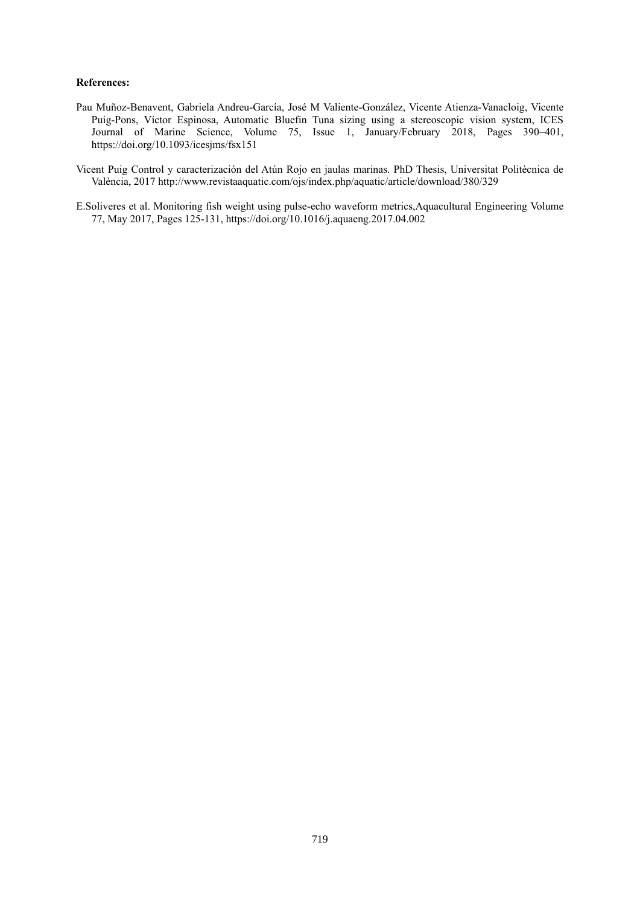**References:**

Pau Muñoz-Benavent, Gabriela Andreu-García, José M Valiente-González, Vicente Atienza-Vanacloig, Vicente Puig-Pons, Víctor Espinosa, Automatic Bluefin Tuna sizing using a stereoscopic vision system, ICES Journal of Marine Science, Volume 75, Issue 1, January/February 2018, Pages 390–401, https://doi.org/10.1093/icesjms/fsx151

Vicent Puig Control y caracterización del Atún Rojo en jaulas marinas. PhD Thesis, Universitat Politècnica de València, 2017 http://www.revistaaquatic.com/ojs/index.php/aquatic/article/download/380/329

E.Soliveres et al. Monitoring fish weight using pulse-echo waveform metrics,Aquacultural Engineering Volume 77, May 2017, Pages 125-131, https://doi.org/10.1016/j.aquaeng.2017.04.002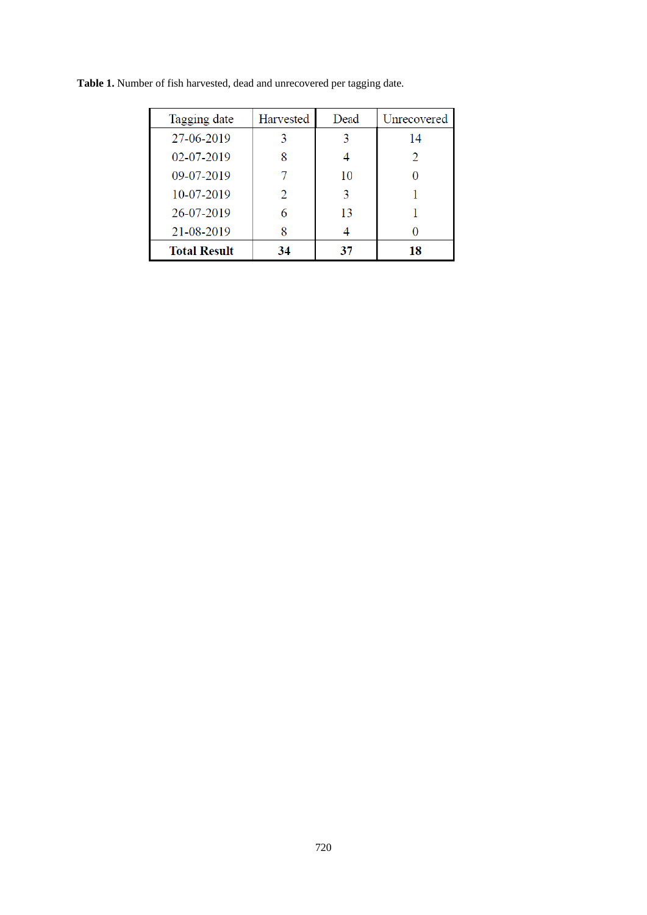**Table 1.** Number of fish harvested, dead and unrecovered per tagging date.

| Tagging date | Harvested | Dead | Unrecovered |
|---|---|---|---|
| 27-06-2019 | 3 | 3 | 14 |
| 02-07-2019 | 8 | 4 | 2 |
| 09-07-2019 | 7 | 10 | 0 |
| 10-07-2019 | 2 | 3 | 1 |
| 26-07-2019 | 6 | 13 | 1 |
| 21-08-2019 | 8 | 4 | 0 |
| **Total Result** | **34** | **37** | **18** |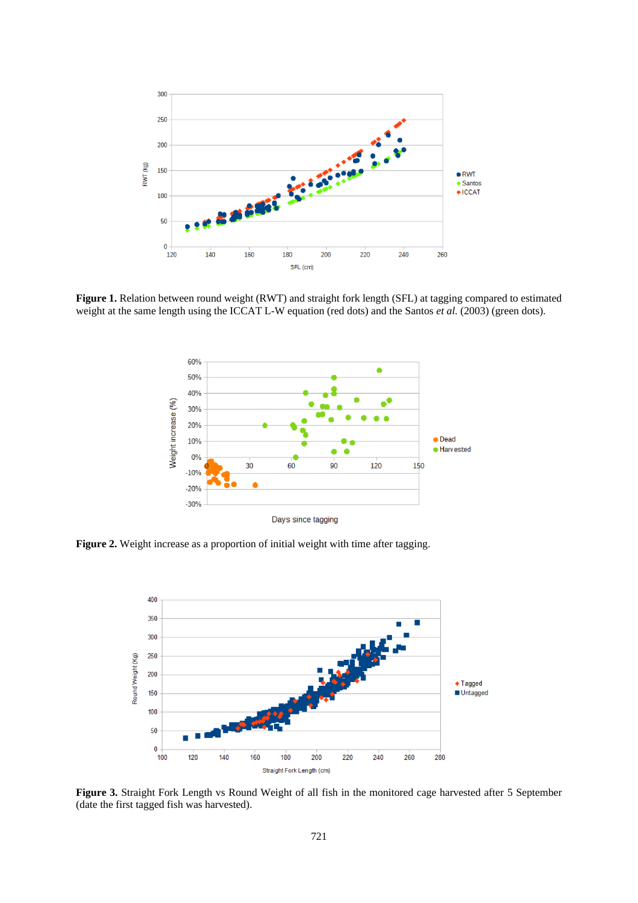**Figure 1.** Relation between round weight (RWT) and straight fork length (SFL) at tagging compared to estimated weight at the same length using the ICCAT L-W equation (red dots) and the Santos *et al.* (2003) (green dots).

**Figure 2.** Weight increase as a proportion of initial weight with time after tagging.

**Figure 3.** Straight Fork Length vs Round Weight of all fish in the monitored cage harvested after 5 September (date the first tagged fish was harvested).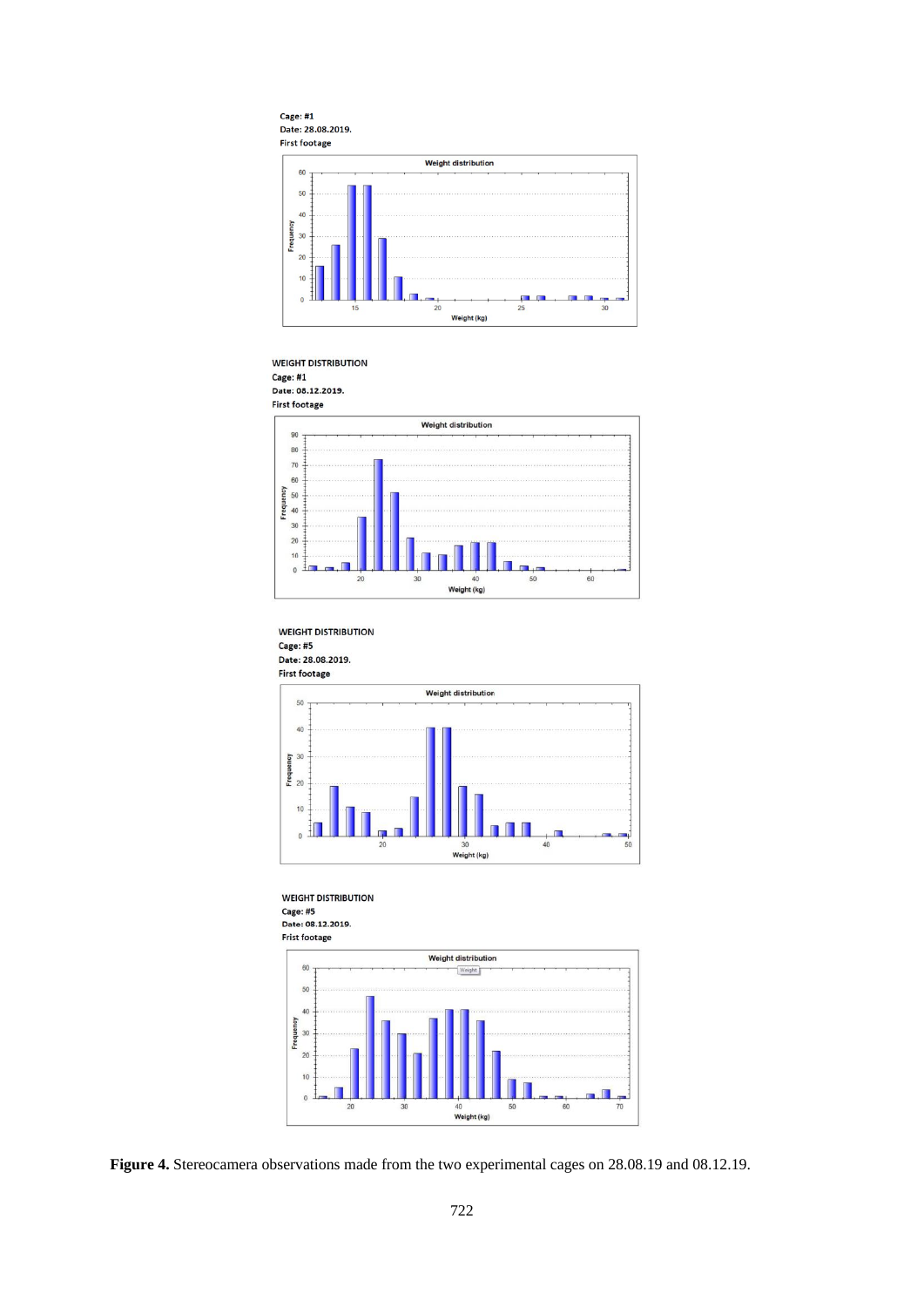Cage: #1
Date: 28.08.2019.
First footage

Weight distribution

Frequency

Weight (kg)

WEIGHT DISTRIBUTION
Cage: #1
Date: 08.12.2019.
First footage

Weight distribution

Frequency

Weight (kg)

WEIGHT DISTRIBUTION
Cage: #5
Date: 28.08.2019.
First footage

Weight distribution

Frequency

Weight (kg)

WEIGHT DISTRIBUTION
Cage: #5
Date: 08.12.2019.
Frist footage

Weight distribution

Weight

Frequency

Weight (kg)

**Figure 4.** Stereocamera observations made from the two experimental cages on 28.08.19 and 08.12.19.